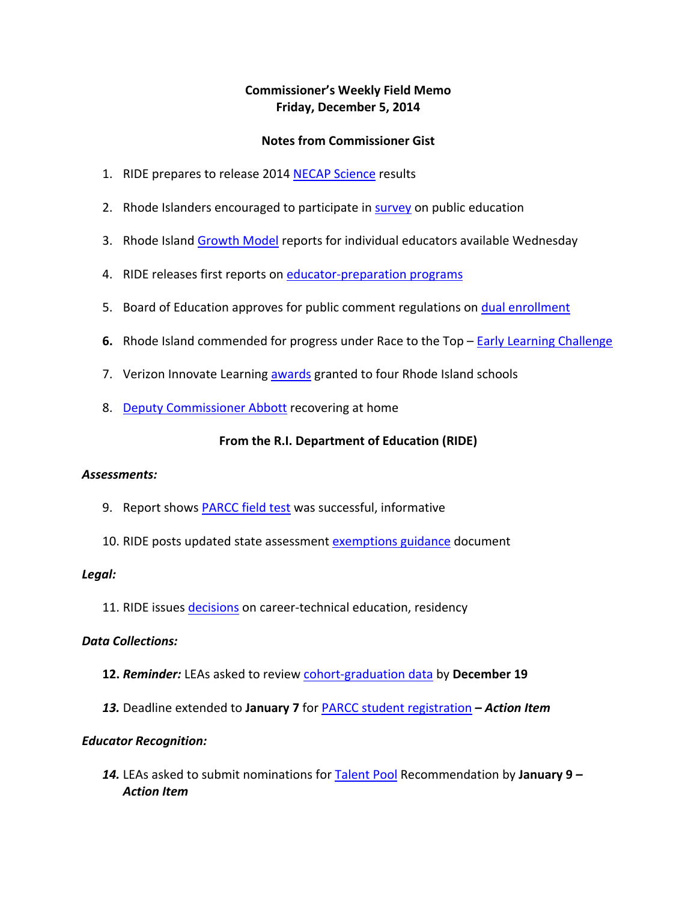**Commissioner's Weekly Field Memo**
**Friday, December 5, 2014**

**Notes from Commissioner Gist**

1. RIDE prepares to release 2014 NECAP Science results

2. Rhode Islanders encouraged to participate in survey on public education

3. Rhode Island Growth Model reports for individual educators available Wednesday

4. RIDE releases first reports on educator-preparation programs

5. Board of Education approves for public comment regulations on dual enrollment

6. Rhode Island commended for progress under Race to the Top – Early Learning Challenge

7. Verizon Innovate Learning awards granted to four Rhode Island schools

8. Deputy Commissioner Abbott recovering at home

**From the R.I. Department of Education (RIDE)**

***Assessments:***

9. Report shows PARCC field test was successful, informative

10. RIDE posts updated state assessment exemptions guidance document

***Legal:***

11. RIDE issues decisions on career-technical education, residency

***Data Collections:***

12. ***Reminder:*** LEAs asked to review cohort-graduation data by **December 19**

13. Deadline extended to **January 7** for PARCC student registration **–** ***Action Item***

***Educator Recognition:***

14. LEAs asked to submit nominations for Talent Pool Recommendation by **January 9 –** ***Action Item***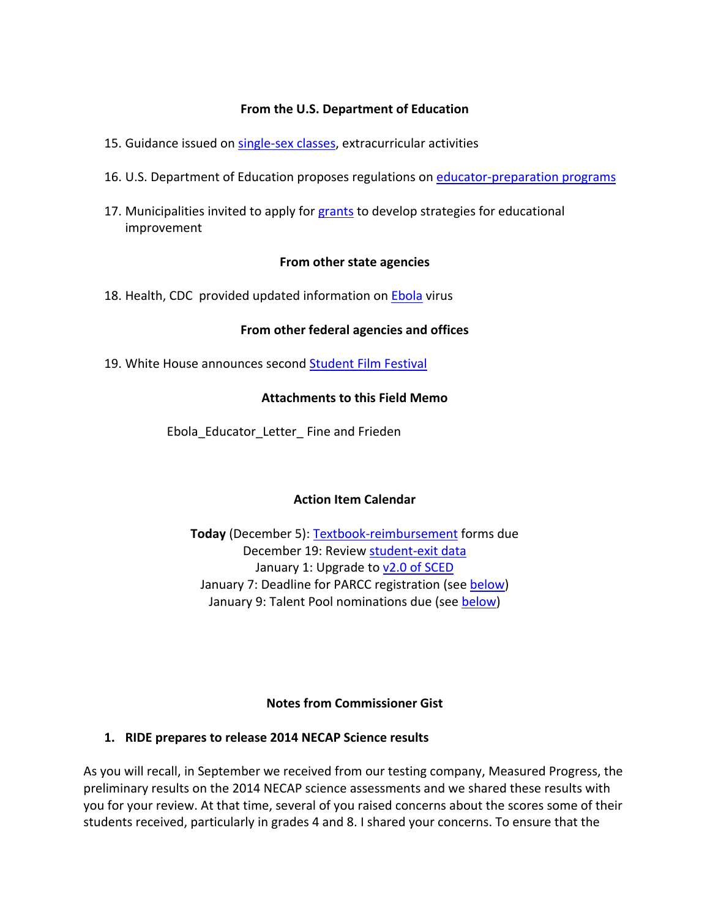**From the U.S. Department of Education**

15. Guidance issued on single-sex classes, extracurricular activities

16. U.S. Department of Education proposes regulations on educator-preparation programs

17. Municipalities invited to apply for grants to develop strategies for educational improvement

**From other state agencies**

18. Health, CDC provided updated information on Ebola virus

**From other federal agencies and offices**

19. White House announces second Student Film Festival

**Attachments to this Field Memo**

Ebola_Educator_Letter_ Fine and Frieden

**Action Item Calendar**

**Today** (December 5): Textbook-reimbursement forms due
December 19: Review student-exit data
January 1: Upgrade to v2.0 of SCED
January 7: Deadline for PARCC registration (see below)
January 9: Talent Pool nominations due (see below)

**Notes from Commissioner Gist**

**1. RIDE prepares to release 2014 NECAP Science results**

As you will recall, in September we received from our testing company, Measured Progress, the preliminary results on the 2014 NECAP science assessments and we shared these results with you for your review. At that time, several of you raised concerns about the scores some of their students received, particularly in grades 4 and 8. I shared your concerns. To ensure that the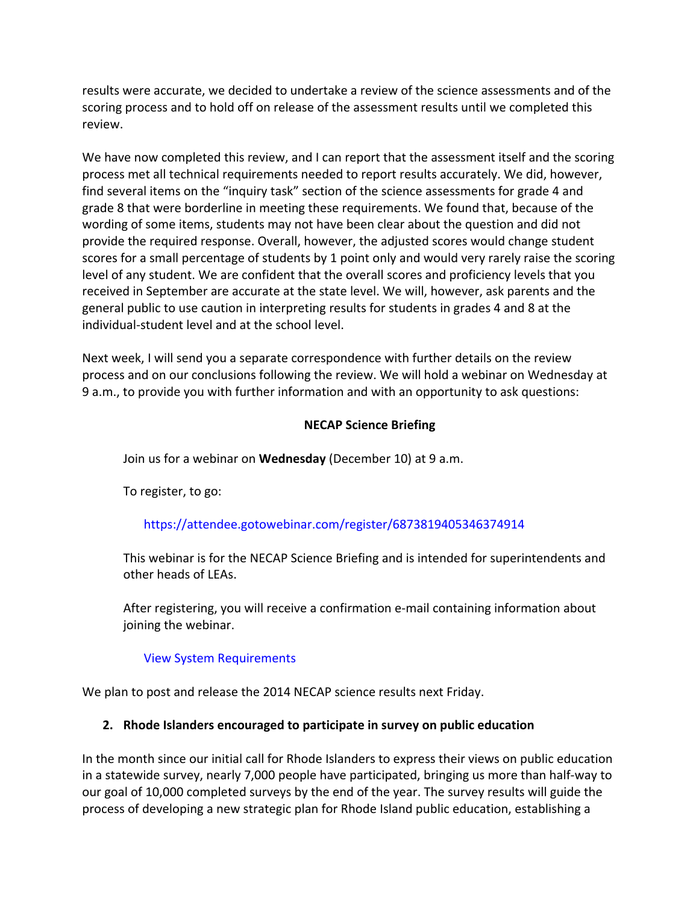results were accurate, we decided to undertake a review of the science assessments and of the scoring process and to hold off on release of the assessment results until we completed this review.

We have now completed this review, and I can report that the assessment itself and the scoring process met all technical requirements needed to report results accurately. We did, however, find several items on the "inquiry task" section of the science assessments for grade 4 and grade 8 that were borderline in meeting these requirements. We found that, because of the wording of some items, students may not have been clear about the question and did not provide the required response. Overall, however, the adjusted scores would change student scores for a small percentage of students by 1 point only and would very rarely raise the scoring level of any student. We are confident that the overall scores and proficiency levels that you received in September are accurate at the state level. We will, however, ask parents and the general public to use caution in interpreting results for students in grades 4 and 8 at the individual-student level and at the school level.

Next week, I will send you a separate correspondence with further details on the review process and on our conclusions following the review. We will hold a webinar on Wednesday at 9 a.m., to provide you with further information and with an opportunity to ask questions:

**NECAP Science Briefing**

Join us for a webinar on **Wednesday** (December 10) at 9 a.m.

To register, to go:

https://attendee.gotowebinar.com/register/6873819405346374914

This webinar is for the NECAP Science Briefing and is intended for superintendents and other heads of LEAs.

After registering, you will receive a confirmation e-mail containing information about joining the webinar.

View System Requirements

We plan to post and release the 2014 NECAP science results next Friday.

2. **Rhode Islanders encouraged to participate in survey on public education**

In the month since our initial call for Rhode Islanders to express their views on public education in a statewide survey, nearly 7,000 people have participated, bringing us more than half-way to our goal of 10,000 completed surveys by the end of the year. The survey results will guide the process of developing a new strategic plan for Rhode Island public education, establishing a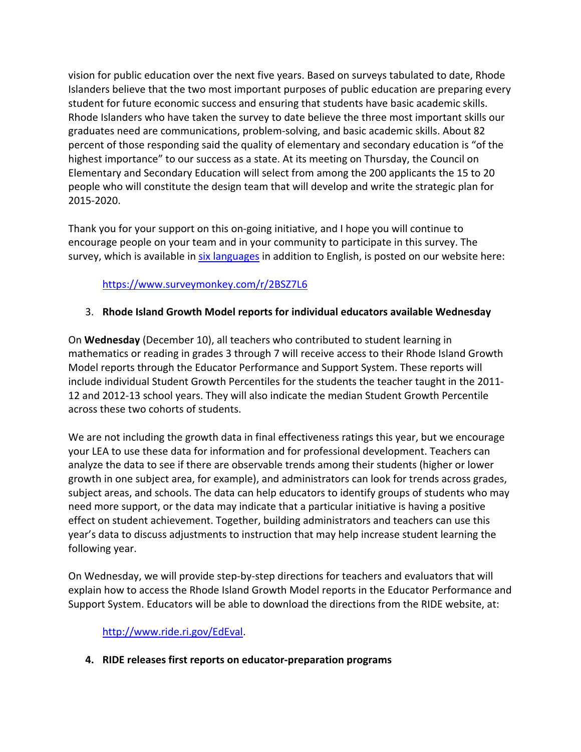vision for public education over the next five years. Based on surveys tabulated to date, Rhode Islanders believe that the two most important purposes of public education are preparing every student for future economic success and ensuring that students have basic academic skills. Rhode Islanders who have taken the survey to date believe the three most important skills our graduates need are communications, problem-solving, and basic academic skills. About 82 percent of those responding said the quality of elementary and secondary education is "of the highest importance" to our success as a state. At its meeting on Thursday, the Council on Elementary and Secondary Education will select from among the 200 applicants the 15 to 20 people who will constitute the design team that will develop and write the strategic plan for 2015-2020.

Thank you for your support on this on-going initiative, and I hope you will continue to encourage people on your team and in your community to participate in this survey. The survey, which is available in six languages in addition to English, is posted on our website here:

https://www.surveymonkey.com/r/2BSZ7L6

3. **Rhode Island Growth Model reports for individual educators available Wednesday**

On **Wednesday** (December 10), all teachers who contributed to student learning in mathematics or reading in grades 3 through 7 will receive access to their Rhode Island Growth Model reports through the Educator Performance and Support System. These reports will include individual Student Growth Percentiles for the students the teacher taught in the 2011-12 and 2012-13 school years. They will also indicate the median Student Growth Percentile across these two cohorts of students.

We are not including the growth data in final effectiveness ratings this year, but we encourage your LEA to use these data for information and for professional development. Teachers can analyze the data to see if there are observable trends among their students (higher or lower growth in one subject area, for example), and administrators can look for trends across grades, subject areas, and schools. The data can help educators to identify groups of students who may need more support, or the data may indicate that a particular initiative is having a positive effect on student achievement. Together, building administrators and teachers can use this year's data to discuss adjustments to instruction that may help increase student learning the following year.

On Wednesday, we will provide step-by-step directions for teachers and evaluators that will explain how to access the Rhode Island Growth Model reports in the Educator Performance and Support System. Educators will be able to download the directions from the RIDE website, at:

http://www.ride.ri.gov/EdEval.

4. **RIDE releases first reports on educator-preparation programs**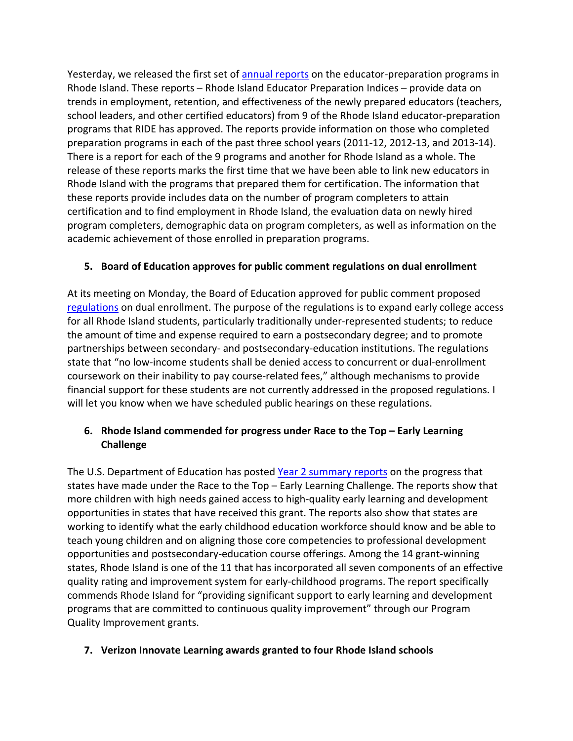Yesterday, we released the first set of annual reports on the educator-preparation programs in Rhode Island. These reports – Rhode Island Educator Preparation Indices – provide data on trends in employment, retention, and effectiveness of the newly prepared educators (teachers, school leaders, and other certified educators) from 9 of the Rhode Island educator-preparation programs that RIDE has approved. The reports provide information on those who completed preparation programs in each of the past three school years (2011-12, 2012-13, and 2013-14). There is a report for each of the 9 programs and another for Rhode Island as a whole. The release of these reports marks the first time that we have been able to link new educators in Rhode Island with the programs that prepared them for certification. The information that these reports provide includes data on the number of program completers to attain certification and to find employment in Rhode Island, the evaluation data on newly hired program completers, demographic data on program completers, as well as information on the academic achievement of those enrolled in preparation programs.

5. **Board of Education approves for public comment regulations on dual enrollment**

At its meeting on Monday, the Board of Education approved for public comment proposed regulations on dual enrollment. The purpose of the regulations is to expand early college access for all Rhode Island students, particularly traditionally under-represented students; to reduce the amount of time and expense required to earn a postsecondary degree; and to promote partnerships between secondary- and postsecondary-education institutions. The regulations state that "no low-income students shall be denied access to concurrent or dual-enrollment coursework on their inability to pay course-related fees," although mechanisms to provide financial support for these students are not currently addressed in the proposed regulations. I will let you know when we have scheduled public hearings on these regulations.

6. **Rhode Island commended for progress under Race to the Top – Early Learning Challenge**

The U.S. Department of Education has posted Year 2 summary reports on the progress that states have made under the Race to the Top – Early Learning Challenge. The reports show that more children with high needs gained access to high-quality early learning and development opportunities in states that have received this grant. The reports also show that states are working to identify what the early childhood education workforce should know and be able to teach young children and on aligning those core competencies to professional development opportunities and postsecondary-education course offerings. Among the 14 grant-winning states, Rhode Island is one of the 11 that has incorporated all seven components of an effective quality rating and improvement system for early-childhood programs. The report specifically commends Rhode Island for "providing significant support to early learning and development programs that are committed to continuous quality improvement" through our Program Quality Improvement grants.

7. **Verizon Innovate Learning awards granted to four Rhode Island schools**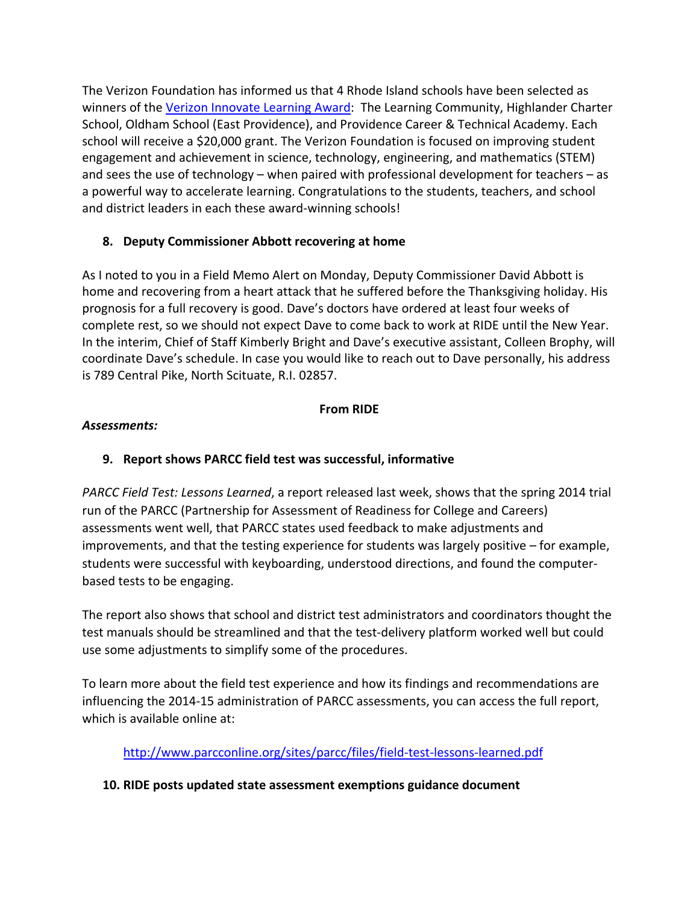The Verizon Foundation has informed us that 4 Rhode Island schools have been selected as winners of the [Verizon Innovate Learning Award](): The Learning Community, Highlander Charter School, Oldham School (East Providence), and Providence Career & Technical Academy. Each school will receive a $20,000 grant. The Verizon Foundation is focused on improving student engagement and achievement in science, technology, engineering, and mathematics (STEM) and sees the use of technology – when paired with professional development for teachers – as a powerful way to accelerate learning. Congratulations to the students, teachers, and school and district leaders in each these award-winning schools!

**8. Deputy Commissioner Abbott recovering at home**

As I noted to you in a Field Memo Alert on Monday, Deputy Commissioner David Abbott is home and recovering from a heart attack that he suffered before the Thanksgiving holiday. His prognosis for a full recovery is good. Dave's doctors have ordered at least four weeks of complete rest, so we should not expect Dave to come back to work at RIDE until the New Year. In the interim, Chief of Staff Kimberly Bright and Dave's executive assistant, Colleen Brophy, will coordinate Dave's schedule. In case you would like to reach out to Dave personally, his address is 789 Central Pike, North Scituate, R.I. 02857.

**From RIDE**

***Assessments:***

**9. Report shows PARCC field test was successful, informative**

*PARCC Field Test: Lessons Learned*, a report released last week, shows that the spring 2014 trial run of the PARCC (Partnership for Assessment of Readiness for College and Careers) assessments went well, that PARCC states used feedback to make adjustments and improvements, and that the testing experience for students was largely positive – for example, students were successful with keyboarding, understood directions, and found the computer-based tests to be engaging.

The report also shows that school and district test administrators and coordinators thought the test manuals should be streamlined and that the test-delivery platform worked well but could use some adjustments to simplify some of the procedures.

To learn more about the field test experience and how its findings and recommendations are influencing the 2014-15 administration of PARCC assessments, you can access the full report, which is available online at:

http://www.parcconline.org/sites/parcc/files/field-test-lessons-learned.pdf

**10. RIDE posts updated state assessment exemptions guidance document**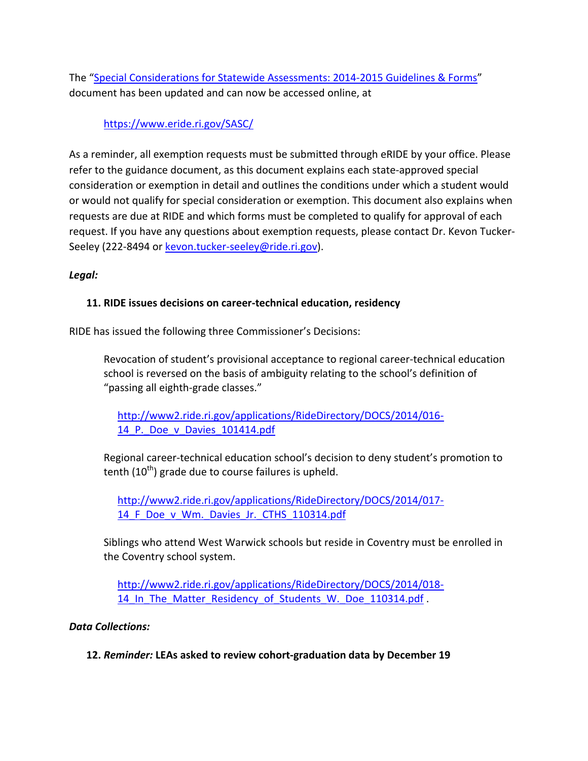The "[Special Considerations for Statewide Assessments: 2014-2015 Guidelines & Forms](https://www.eride.ri.gov/SASC/)" document has been updated and can now be accessed online, at

> https://www.eride.ri.gov/SASC/

As a reminder, all exemption requests must be submitted through eRIDE by your office. Please refer to the guidance document, as this document explains each state-approved special consideration or exemption in detail and outlines the conditions under which a student would or would not qualify for special consideration or exemption. This document also explains when requests are due at RIDE and which forms must be completed to qualify for approval of each request. If you have any questions about exemption requests, please contact Dr. Kevon Tucker-Seeley (222-8494 or kevon.tucker-seeley@ride.ri.gov).

***Legal:***

**11. RIDE issues decisions on career-technical education, residency**

RIDE has issued the following three Commissioner's Decisions:

> Revocation of student's provisional acceptance to regional career-technical education school is reversed on the basis of ambiguity relating to the school's definition of "passing all eighth-grade classes."
>
> http://www2.ride.ri.gov/applications/RideDirectory/DOCS/2014/016-14_P._Doe_v_Davies_101414.pdf
>
> Regional career-technical education school's decision to deny student's promotion to tenth ($10^{th}$) grade due to course failures is upheld.
>
> http://www2.ride.ri.gov/applications/RideDirectory/DOCS/2014/017-14_F_Doe_v_Wm._Davies_Jr._CTHS_110314.pdf
>
> Siblings who attend West Warwick schools but reside in Coventry must be enrolled in the Coventry school system.
>
> http://www2.ride.ri.gov/applications/RideDirectory/DOCS/2014/018-14_In_The_Matter_Residency_of_Students_W._Doe_110314.pdf .

***Data Collections:***

**12. *Reminder:* LEAs asked to review cohort-graduation data by December 19**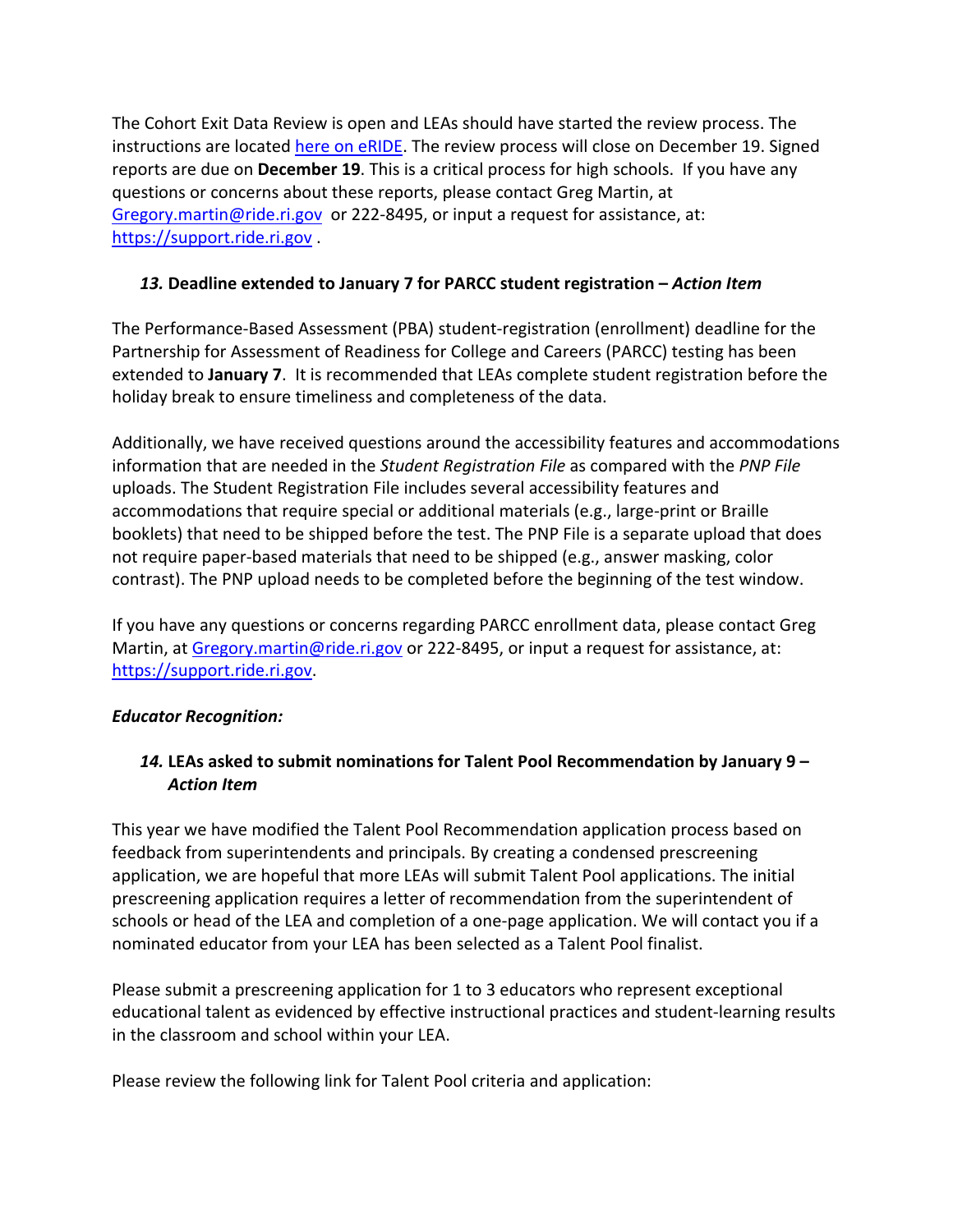The Cohort Exit Data Review is open and LEAs should have started the review process. The instructions are located [here on eRIDE](). The review process will close on December 19. Signed reports are due on **December 19**. This is a critical process for high schools. If you have any questions or concerns about these reports, please contact Greg Martin, at Gregory.martin@ride.ri.gov or 222-8495, or input a request for assistance, at: https://support.ride.ri.gov .

### *13.* Deadline extended to January 7 for PARCC student registration – *Action Item*

The Performance-Based Assessment (PBA) student-registration (enrollment) deadline for the Partnership for Assessment of Readiness for College and Careers (PARCC) testing has been extended to **January 7**. It is recommended that LEAs complete student registration before the holiday break to ensure timeliness and completeness of the data.

Additionally, we have received questions around the accessibility features and accommodations information that are needed in the *Student Registration File* as compared with the *PNP File* uploads. The Student Registration File includes several accessibility features and accommodations that require special or additional materials (e.g., large-print or Braille booklets) that need to be shipped before the test. The PNP File is a separate upload that does not require paper-based materials that need to be shipped (e.g., answer masking, color contrast). The PNP upload needs to be completed before the beginning of the test window.

If you have any questions or concerns regarding PARCC enrollment data, please contact Greg Martin, at Gregory.martin@ride.ri.gov or 222-8495, or input a request for assistance, at: https://support.ride.ri.gov.

## *Educator Recognition:*

### *14.* LEAs asked to submit nominations for Talent Pool Recommendation by January 9 – *Action Item*

This year we have modified the Talent Pool Recommendation application process based on feedback from superintendents and principals. By creating a condensed prescreening application, we are hopeful that more LEAs will submit Talent Pool applications. The initial prescreening application requires a letter of recommendation from the superintendent of schools or head of the LEA and completion of a one-page application. We will contact you if a nominated educator from your LEA has been selected as a Talent Pool finalist.

Please submit a prescreening application for 1 to 3 educators who represent exceptional educational talent as evidenced by effective instructional practices and student-learning results in the classroom and school within your LEA.

Please review the following link for Talent Pool criteria and application: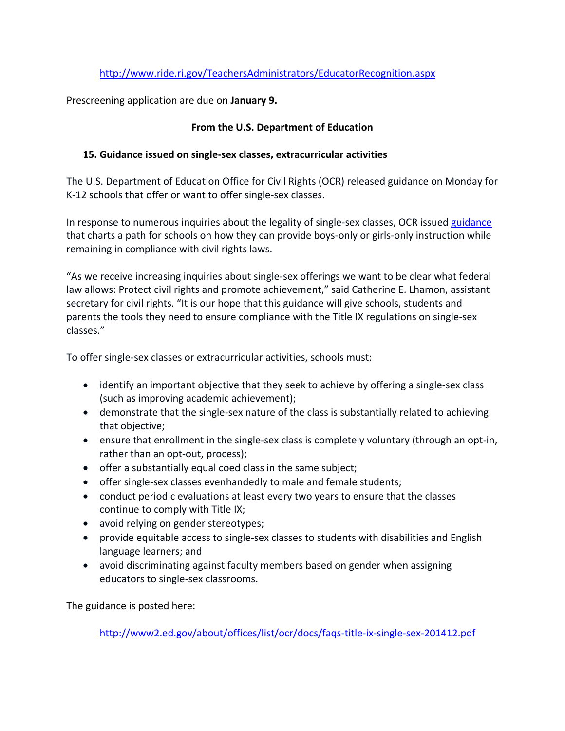http://www.ride.ri.gov/TeachersAdministrators/EducatorRecognition.aspx

Prescreening application are due on **January 9.**

**From the U.S. Department of Education**

**15. Guidance issued on single-sex classes, extracurricular activities**

The U.S. Department of Education Office for Civil Rights (OCR) released guidance on Monday for K-12 schools that offer or want to offer single-sex classes.

In response to numerous inquiries about the legality of single-sex classes, OCR issued guidance that charts a path for schools on how they can provide boys-only or girls-only instruction while remaining in compliance with civil rights laws.

"As we receive increasing inquiries about single-sex offerings we want to be clear what federal law allows: Protect civil rights and promote achievement," said Catherine E. Lhamon, assistant secretary for civil rights. "It is our hope that this guidance will give schools, students and parents the tools they need to ensure compliance with the Title IX regulations on single-sex classes."

To offer single-sex classes or extracurricular activities, schools must:

- identify an important objective that they seek to achieve by offering a single-sex class (such as improving academic achievement);
- demonstrate that the single-sex nature of the class is substantially related to achieving that objective;
- ensure that enrollment in the single-sex class is completely voluntary (through an opt-in, rather than an opt-out, process);
- offer a substantially equal coed class in the same subject;
- offer single-sex classes evenhandedly to male and female students;
- conduct periodic evaluations at least every two years to ensure that the classes continue to comply with Title IX;
- avoid relying on gender stereotypes;
- provide equitable access to single-sex classes to students with disabilities and English language learners; and
- avoid discriminating against faculty members based on gender when assigning educators to single-sex classrooms.

The guidance is posted here:

http://www2.ed.gov/about/offices/list/ocr/docs/faqs-title-ix-single-sex-201412.pdf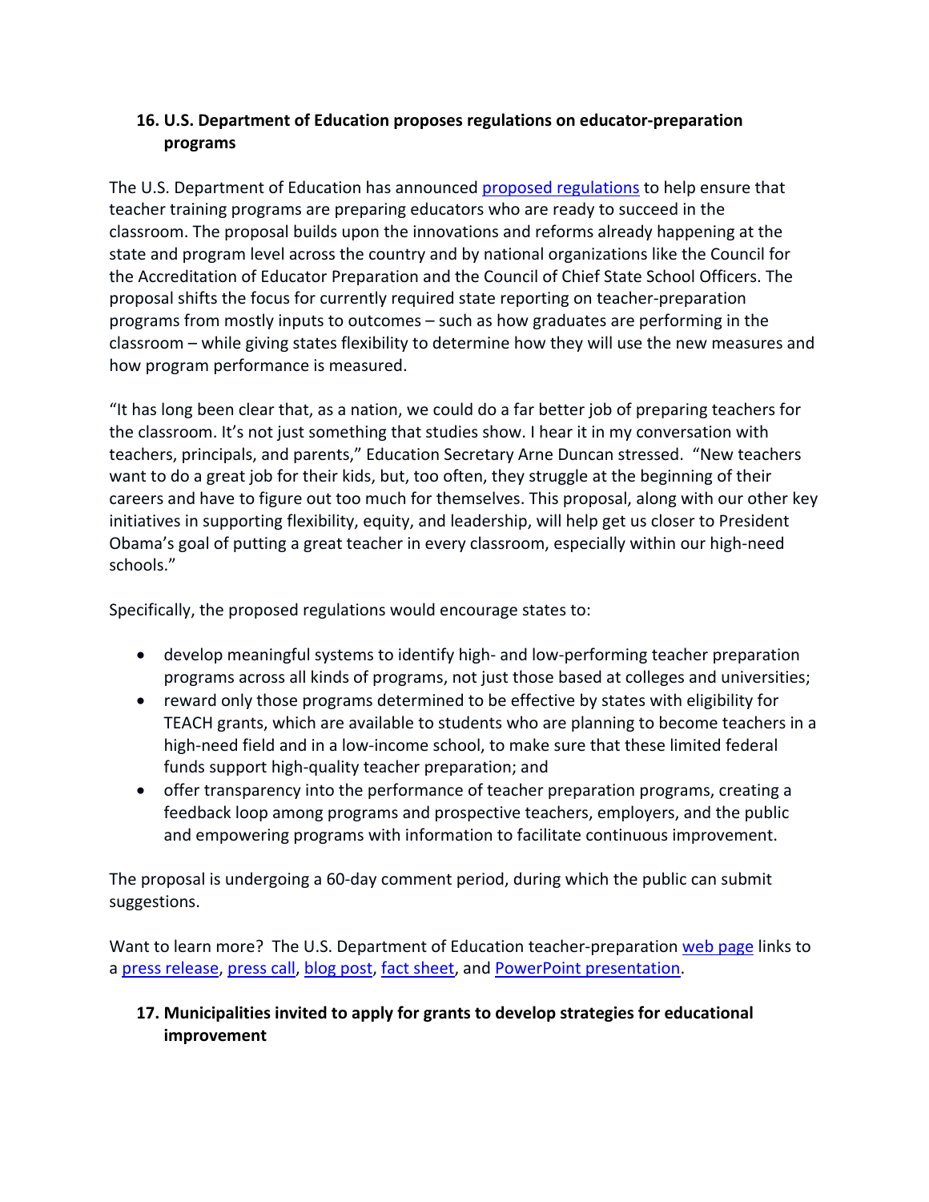## 16. U.S. Department of Education proposes regulations on educator-preparation programs

The U.S. Department of Education has announced proposed regulations to help ensure that teacher training programs are preparing educators who are ready to succeed in the classroom. The proposal builds upon the innovations and reforms already happening at the state and program level across the country and by national organizations like the Council for the Accreditation of Educator Preparation and the Council of Chief State School Officers. The proposal shifts the focus for currently required state reporting on teacher-preparation programs from mostly inputs to outcomes – such as how graduates are performing in the classroom – while giving states flexibility to determine how they will use the new measures and how program performance is measured.

"It has long been clear that, as a nation, we could do a far better job of preparing teachers for the classroom. It's not just something that studies show. I hear it in my conversation with teachers, principals, and parents," Education Secretary Arne Duncan stressed. "New teachers want to do a great job for their kids, but, too often, they struggle at the beginning of their careers and have to figure out too much for themselves. This proposal, along with our other key initiatives in supporting flexibility, equity, and leadership, will help get us closer to President Obama's goal of putting a great teacher in every classroom, especially within our high-need schools."

Specifically, the proposed regulations would encourage states to:

- develop meaningful systems to identify high- and low-performing teacher preparation programs across all kinds of programs, not just those based at colleges and universities;
- reward only those programs determined to be effective by states with eligibility for TEACH grants, which are available to students who are planning to become teachers in a high-need field and in a low-income school, to make sure that these limited federal funds support high-quality teacher preparation; and
- offer transparency into the performance of teacher preparation programs, creating a feedback loop among programs and prospective teachers, employers, and the public and empowering programs with information to facilitate continuous improvement.

The proposal is undergoing a 60-day comment period, during which the public can submit suggestions.

Want to learn more? The U.S. Department of Education teacher-preparation web page links to a press release, press call, blog post, fact sheet, and PowerPoint presentation.

## 17. Municipalities invited to apply for grants to develop strategies for educational improvement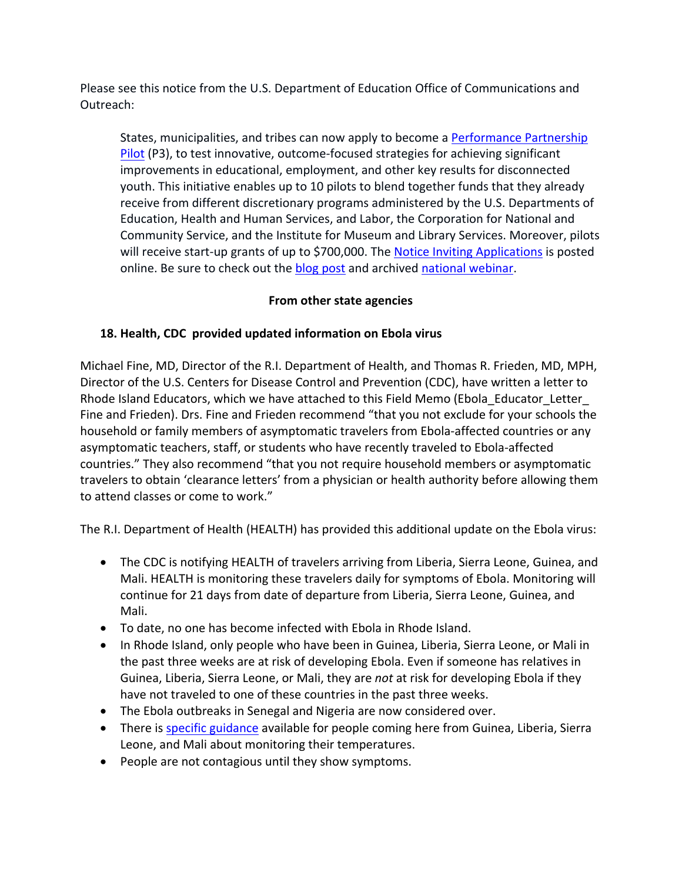Please see this notice from the U.S. Department of Education Office of Communications and Outreach:

> States, municipalities, and tribes can now apply to become a Performance Partnership Pilot (P3), to test innovative, outcome-focused strategies for achieving significant improvements in educational, employment, and other key results for disconnected youth. This initiative enables up to 10 pilots to blend together funds that they already receive from different discretionary programs administered by the U.S. Departments of Education, Health and Human Services, and Labor, the Corporation for National and Community Service, and the Institute for Museum and Library Services. Moreover, pilots will receive start-up grants of up to $700,000. The Notice Inviting Applications is posted online. Be sure to check out the blog post and archived national webinar.

**From other state agencies**

**18. Health, CDC provided updated information on Ebola virus**

Michael Fine, MD, Director of the R.I. Department of Health, and Thomas R. Frieden, MD, MPH, Director of the U.S. Centers for Disease Control and Prevention (CDC), have written a letter to Rhode Island Educators, which we have attached to this Field Memo (Ebola_Educator_Letter_ Fine and Frieden). Drs. Fine and Frieden recommend "that you not exclude for your schools the household or family members of asymptomatic travelers from Ebola-affected countries or any asymptomatic teachers, staff, or students who have recently traveled to Ebola-affected countries." They also recommend "that you not require household members or asymptomatic travelers to obtain 'clearance letters' from a physician or health authority before allowing them to attend classes or come to work."

The R.I. Department of Health (HEALTH) has provided this additional update on the Ebola virus:

- The CDC is notifying HEALTH of travelers arriving from Liberia, Sierra Leone, Guinea, and Mali. HEALTH is monitoring these travelers daily for symptoms of Ebola. Monitoring will continue for 21 days from date of departure from Liberia, Sierra Leone, Guinea, and Mali.
- To date, no one has become infected with Ebola in Rhode Island.
- In Rhode Island, only people who have been in Guinea, Liberia, Sierra Leone, or Mali in the past three weeks are at risk of developing Ebola. Even if someone has relatives in Guinea, Liberia, Sierra Leone, or Mali, they are *not* at risk for developing Ebola if they have not traveled to one of these countries in the past three weeks.
- The Ebola outbreaks in Senegal and Nigeria are now considered over.
- There is specific guidance available for people coming here from Guinea, Liberia, Sierra Leone, and Mali about monitoring their temperatures.
- People are not contagious until they show symptoms.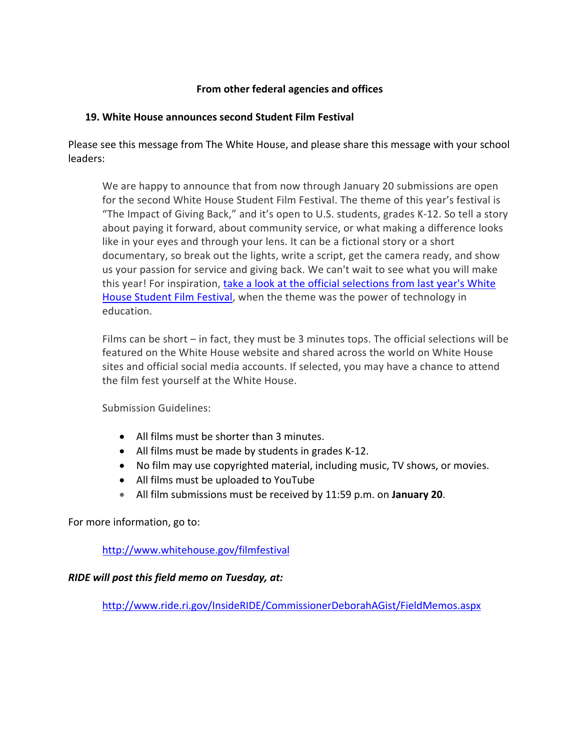**From other federal agencies and offices**

**19. White House announces second Student Film Festival**

Please see this message from The White House, and please share this message with your school leaders:

> We are happy to announce that from now through January 20 submissions are open for the second White House Student Film Festival. The theme of this year's festival is "The Impact of Giving Back," and it's open to U.S. students, grades K-12. So tell a story about paying it forward, about community service, or what making a difference looks like in your eyes and through your lens. It can be a fictional story or a short documentary, so break out the lights, write a script, get the camera ready, and show us your passion for service and giving back. We can't wait to see what you will make this year! For inspiration, take a look at the official selections from last year's White House Student Film Festival, when the theme was the power of technology in education.
>
> Films can be short – in fact, they must be 3 minutes tops. The official selections will be featured on the White House website and shared across the world on White House sites and official social media accounts. If selected, you may have a chance to attend the film fest yourself at the White House.
>
> Submission Guidelines:
>
> - All films must be shorter than 3 minutes.
> - All films must be made by students in grades K-12.
> - No film may use copyrighted material, including music, TV shows, or movies.
> - All films must be uploaded to YouTube
> - All film submissions must be received by 11:59 p.m. on **January 20**.

For more information, go to:

http://www.whitehouse.gov/filmfestival

***RIDE will post this field memo on Tuesday, at:***

http://www.ride.ri.gov/InsideRIDE/CommissionerDeborahAGist/FieldMemos.aspx